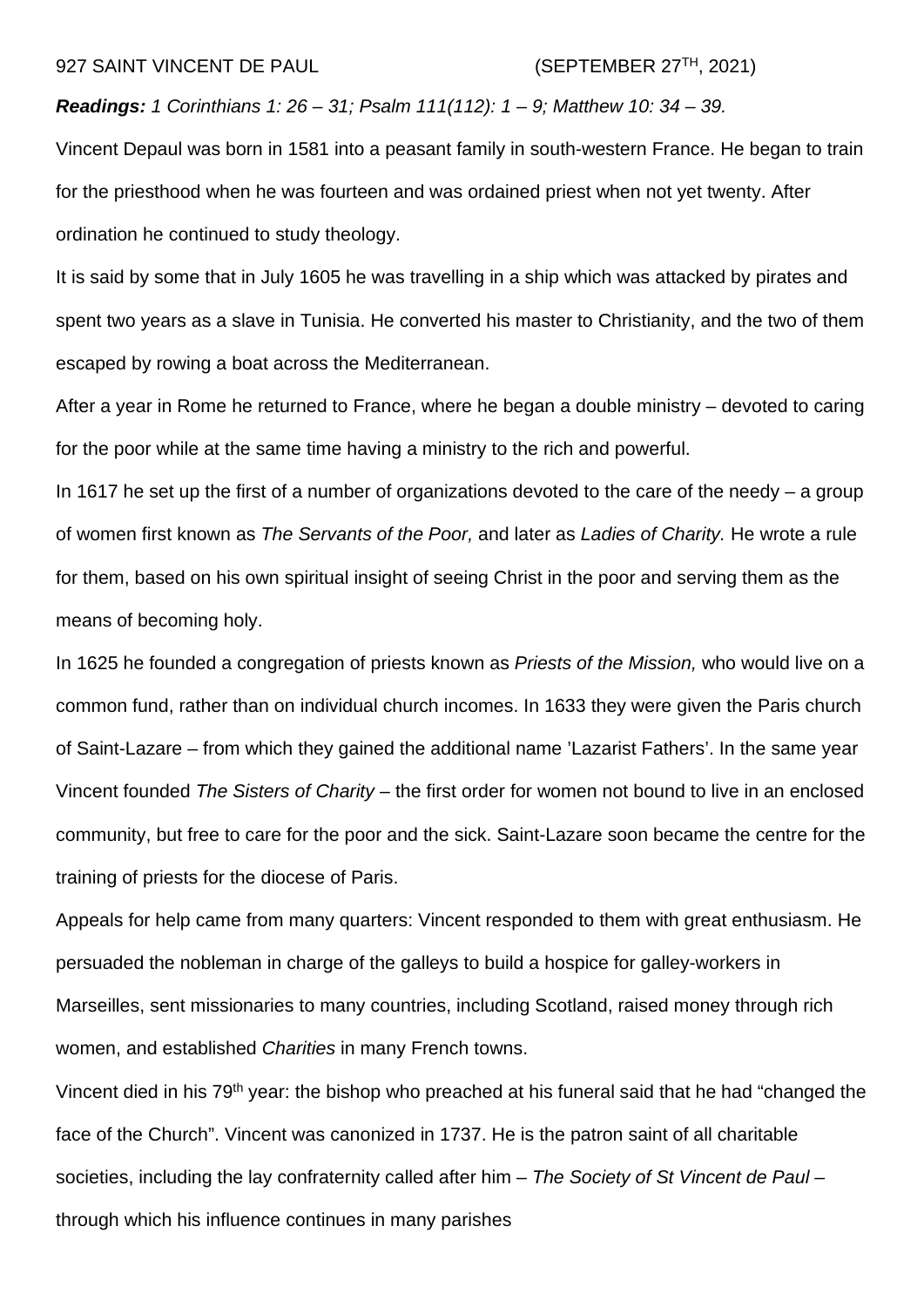927 SAINT VINCENT DE PAUL (SEPTEMBER 27TH, 2021)

***Readings:*** *1 Corinthians 1: 26 – 31; Psalm 111(112): 1 – 9; Matthew 10: 34 – 39.*

Vincent Depaul was born in 1581 into a peasant family in south-western France. He began to train for the priesthood when he was fourteen and was ordained priest when not yet twenty. After ordination he continued to study theology.

It is said by some that in July 1605 he was travelling in a ship which was attacked by pirates and spent two years as a slave in Tunisia. He converted his master to Christianity, and the two of them escaped by rowing a boat across the Mediterranean.

After a year in Rome he returned to France, where he began a double ministry – devoted to caring for the poor while at the same time having a ministry to the rich and powerful.

In 1617 he set up the first of a number of organizations devoted to the care of the needy – a group of women first known as *The Servants of the Poor,* and later as *Ladies of Charity.* He wrote a rule for them, based on his own spiritual insight of seeing Christ in the poor and serving them as the means of becoming holy.

In 1625 he founded a congregation of priests known as *Priests of the Mission,* who would live on a common fund, rather than on individual church incomes. In 1633 they were given the Paris church of Saint-Lazare – from which they gained the additional name 'Lazarist Fathers'. In the same year Vincent founded *The Sisters of Charity* – the first order for women not bound to live in an enclosed community, but free to care for the poor and the sick. Saint-Lazare soon became the centre for the training of priests for the diocese of Paris.

Appeals for help came from many quarters: Vincent responded to them with great enthusiasm. He persuaded the nobleman in charge of the galleys to build a hospice for galley-workers in Marseilles, sent missionaries to many countries, including Scotland, raised money through rich women, and established *Charities* in many French towns.

Vincent died in his 79th year: the bishop who preached at his funeral said that he had "changed the face of the Church". Vincent was canonized in 1737. He is the patron saint of all charitable societies, including the lay confraternity called after him – *The Society of St Vincent de Paul* – through which his influence continues in many parishes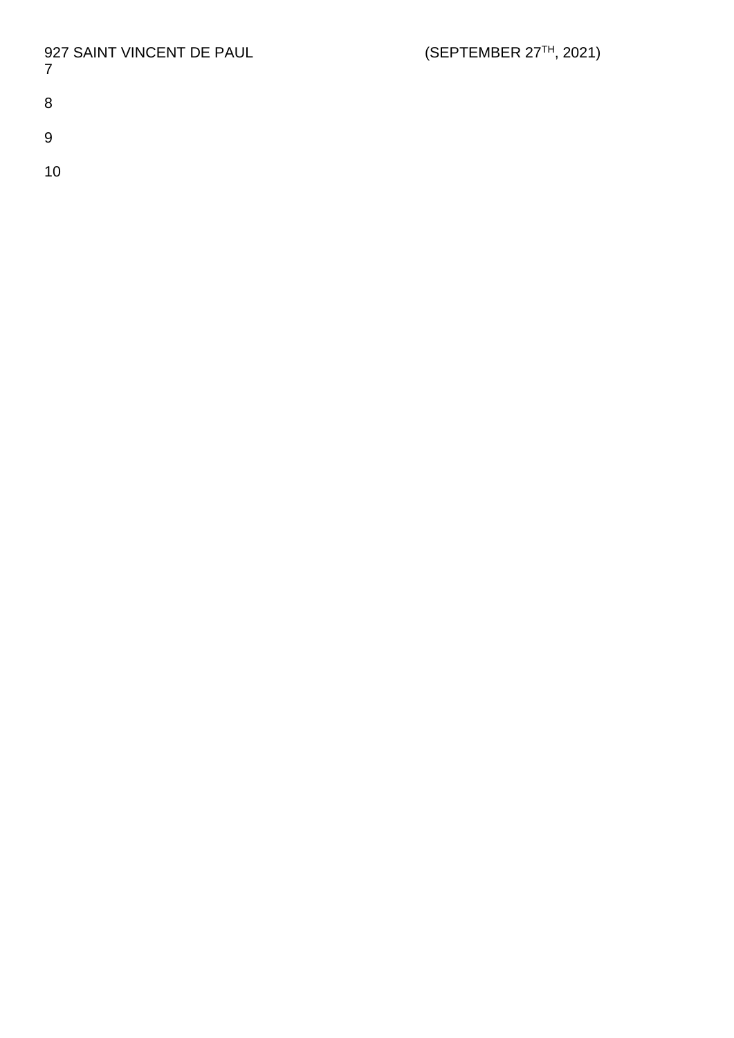927 SAINT VINCENT DE PAUL (SEPTEMBER 27TH, 2021)

7

8

9

10